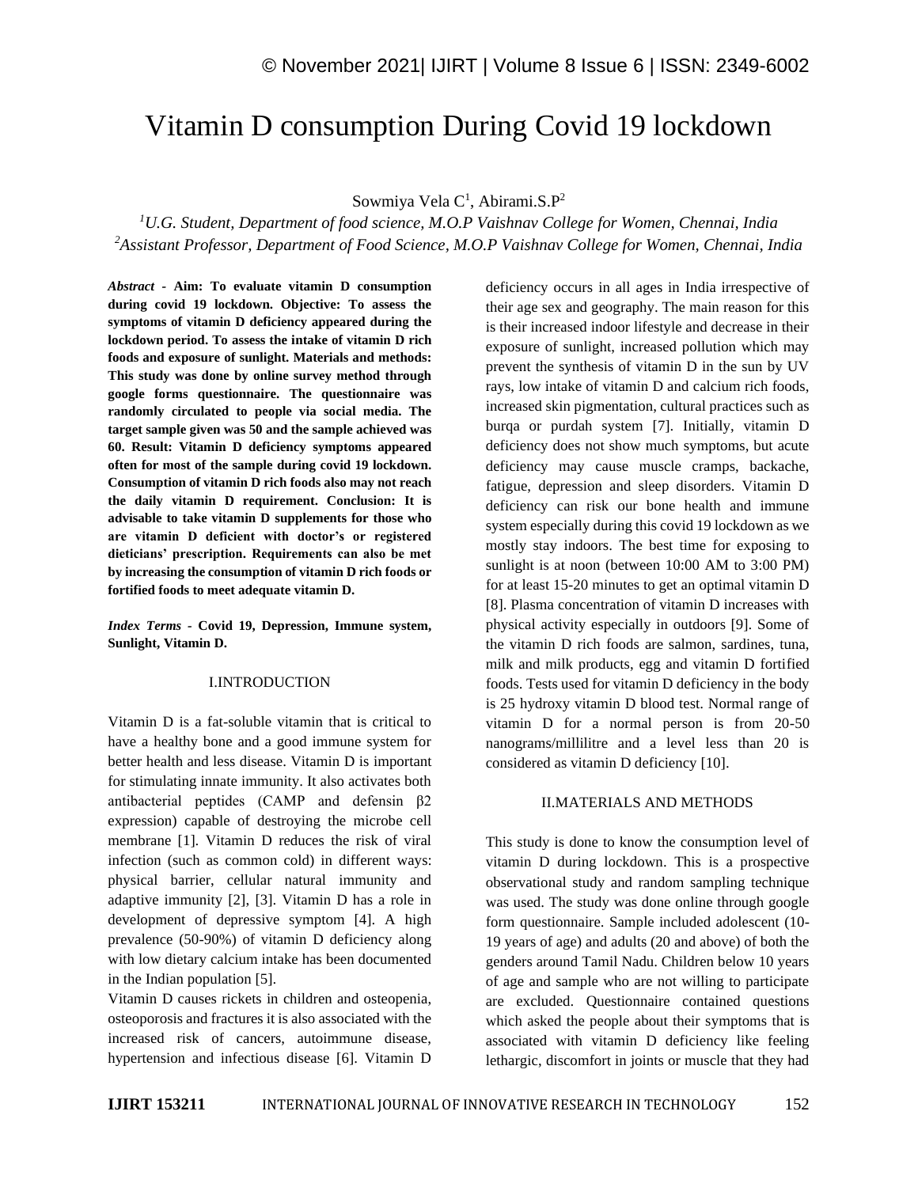# Vitamin D consumption During Covid 19 lockdown

Sowmiya Vela C[1], Abirami.S.P[2]

[1]*U.G. Student, Department of food science, M.O.P Vaishnav College for Women, Chennai, India*
[2]*Assistant Professor, Department of Food Science, M.O.P Vaishnav College for Women, Chennai, India*

***Abstract* - Aim: To evaluate vitamin D consumption during covid 19 lockdown. Objective: To assess the symptoms of vitamin D deficiency appeared during the lockdown period. To assess the intake of vitamin D rich foods and exposure of sunlight. Materials and methods: This study was done by online survey method through google forms questionnaire. The questionnaire was randomly circulated to people via social media. The target sample given was 50 and the sample achieved was 60. Result: Vitamin D deficiency symptoms appeared often for most of the sample during covid 19 lockdown. Consumption of vitamin D rich foods also may not reach the daily vitamin D requirement. Conclusion: It is advisable to take vitamin D supplements for those who are vitamin D deficient with doctor's or registered dieticians' prescription. Requirements can also be met by increasing the consumption of vitamin D rich foods or fortified foods to meet adequate vitamin D.**

***Index Terms* - Covid 19, Depression, Immune system, Sunlight, Vitamin D.**

## I.INTRODUCTION

Vitamin D is a fat-soluble vitamin that is critical to have a healthy bone and a good immune system for better health and less disease. Vitamin D is important for stimulating innate immunity. It also activates both antibacterial peptides (CAMP and defensin $\beta 2$ expression) capable of destroying the microbe cell membrane [1]. Vitamin D reduces the risk of viral infection (such as common cold) in different ways: physical barrier, cellular natural immunity and adaptive immunity [2], [3]. Vitamin D has a role in development of depressive symptom [4]. A high prevalence (50-90%) of vitamin D deficiency along with low dietary calcium intake has been documented in the Indian population [5].

Vitamin D causes rickets in children and osteopenia, osteoporosis and fractures it is also associated with the increased risk of cancers, autoimmune disease, hypertension and infectious disease [6]. Vitamin D deficiency occurs in all ages in India irrespective of their age sex and geography. The main reason for this is their increased indoor lifestyle and decrease in their exposure of sunlight, increased pollution which may prevent the synthesis of vitamin D in the sun by UV rays, low intake of vitamin D and calcium rich foods, increased skin pigmentation, cultural practices such as burqa or purdah system [7]. Initially, vitamin D deficiency does not show much symptoms, but acute deficiency may cause muscle cramps, backache, fatigue, depression and sleep disorders. Vitamin D deficiency can risk our bone health and immune system especially during this covid 19 lockdown as we mostly stay indoors. The best time for exposing to sunlight is at noon (between 10:00 AM to 3:00 PM) for at least 15-20 minutes to get an optimal vitamin D [8]. Plasma concentration of vitamin D increases with physical activity especially in outdoors [9]. Some of the vitamin D rich foods are salmon, sardines, tuna, milk and milk products, egg and vitamin D fortified foods. Tests used for vitamin D deficiency in the body is 25 hydroxy vitamin D blood test. Normal range of vitamin D for a normal person is from 20-50 nanograms/millilitre and a level less than 20 is considered as vitamin D deficiency [10].

## II.MATERIALS AND METHODS

This study is done to know the consumption level of vitamin D during lockdown. This is a prospective observational study and random sampling technique was used. The study was done online through google form questionnaire. Sample included adolescent (10-19 years of age) and adults (20 and above) of both the genders around Tamil Nadu. Children below 10 years of age and sample who are not willing to participate are excluded. Questionnaire contained questions which asked the people about their symptoms that is associated with vitamin D deficiency like feeling lethargic, discomfort in joints or muscle that they had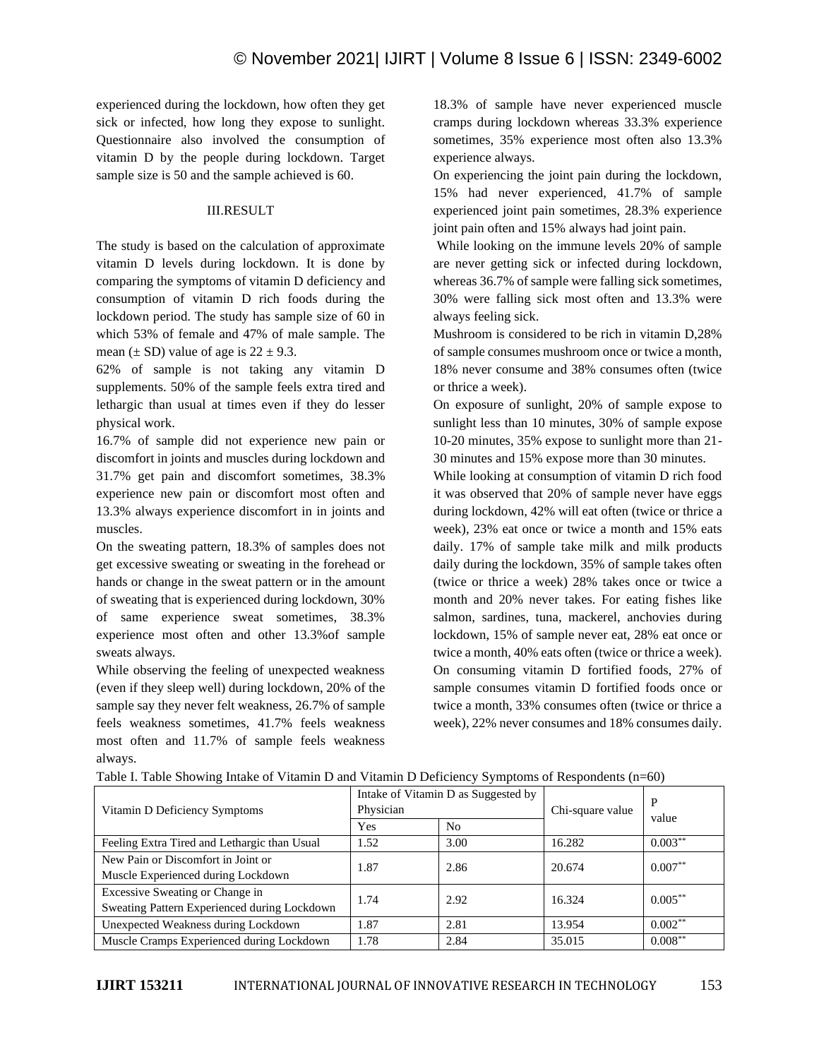experienced during the lockdown, how often they get sick or infected, how long they expose to sunlight. Questionnaire also involved the consumption of vitamin D by the people during lockdown. Target sample size is 50 and the sample achieved is 60.

## III.RESULT

The study is based on the calculation of approximate vitamin D levels during lockdown. It is done by comparing the symptoms of vitamin D deficiency and consumption of vitamin D rich foods during the lockdown period. The study has sample size of 60 in which 53% of female and 47% of male sample. The mean (± SD) value of age is 22 ± 9.3.

62% of sample is not taking any vitamin D supplements. 50% of the sample feels extra tired and lethargic than usual at times even if they do lesser physical work.

16.7% of sample did not experience new pain or discomfort in joints and muscles during lockdown and 31.7% get pain and discomfort sometimes, 38.3% experience new pain or discomfort most often and 13.3% always experience discomfort in in joints and muscles.

On the sweating pattern, 18.3% of samples does not get excessive sweating or sweating in the forehead or hands or change in the sweat pattern or in the amount of sweating that is experienced during lockdown, 30% of same experience sweat sometimes, 38.3% experience most often and other 13.3%of sample sweats always.

While observing the feeling of unexpected weakness (even if they sleep well) during lockdown, 20% of the sample say they never felt weakness, 26.7% of sample feels weakness sometimes, 41.7% feels weakness most often and 11.7% of sample feels weakness always.

18.3% of sample have never experienced muscle cramps during lockdown whereas 33.3% experience sometimes, 35% experience most often also 13.3% experience always.

On experiencing the joint pain during the lockdown, 15% had never experienced, 41.7% of sample experienced joint pain sometimes, 28.3% experience joint pain often and 15% always had joint pain.

While looking on the immune levels 20% of sample are never getting sick or infected during lockdown, whereas 36.7% of sample were falling sick sometimes, 30% were falling sick most often and 13.3% were always feeling sick.

Mushroom is considered to be rich in vitamin D,28% of sample consumes mushroom once or twice a month, 18% never consume and 38% consumes often (twice or thrice a week).

On exposure of sunlight, 20% of sample expose to sunlight less than 10 minutes, 30% of sample expose 10-20 minutes, 35% expose to sunlight more than 21-30 minutes and 15% expose more than 30 minutes.

While looking at consumption of vitamin D rich food it was observed that 20% of sample never have eggs during lockdown, 42% will eat often (twice or thrice a week), 23% eat once or twice a month and 15% eats daily. 17% of sample take milk and milk products daily during the lockdown, 35% of sample takes often (twice or thrice a week) 28% takes once or twice a month and 20% never takes. For eating fishes like salmon, sardines, tuna, mackerel, anchovies during lockdown, 15% of sample never eat, 28% eat once or twice a month, 40% eats often (twice or thrice a week). On consuming vitamin D fortified foods, 27% of sample consumes vitamin D fortified foods once or twice a month, 33% consumes often (twice or thrice a week), 22% never consumes and 18% consumes daily.

Table I. Table Showing Intake of Vitamin D and Vitamin D Deficiency Symptoms of Respondents (n=60)

| Vitamin D Deficiency Symptoms | Intake of Vitamin D as Suggested by Physician | | Chi-square value | P value |
|---|---|---|---|---|
| | Yes | No | | |
| Feeling Extra Tired and Lethargic than Usual | 1.52 | 3.00 | 16.282 | 0.003** |
| New Pain or Discomfort in Joint or Muscle Experienced during Lockdown | 1.87 | 2.86 | 20.674 | 0.007** |
| Excessive Sweating or Change in Sweating Pattern Experienced during Lockdown | 1.74 | 2.92 | 16.324 | 0.005** |
| Unexpected Weakness during Lockdown | 1.87 | 2.81 | 13.954 | 0.002** |
| Muscle Cramps Experienced during Lockdown | 1.78 | 2.84 | 35.015 | 0.008** |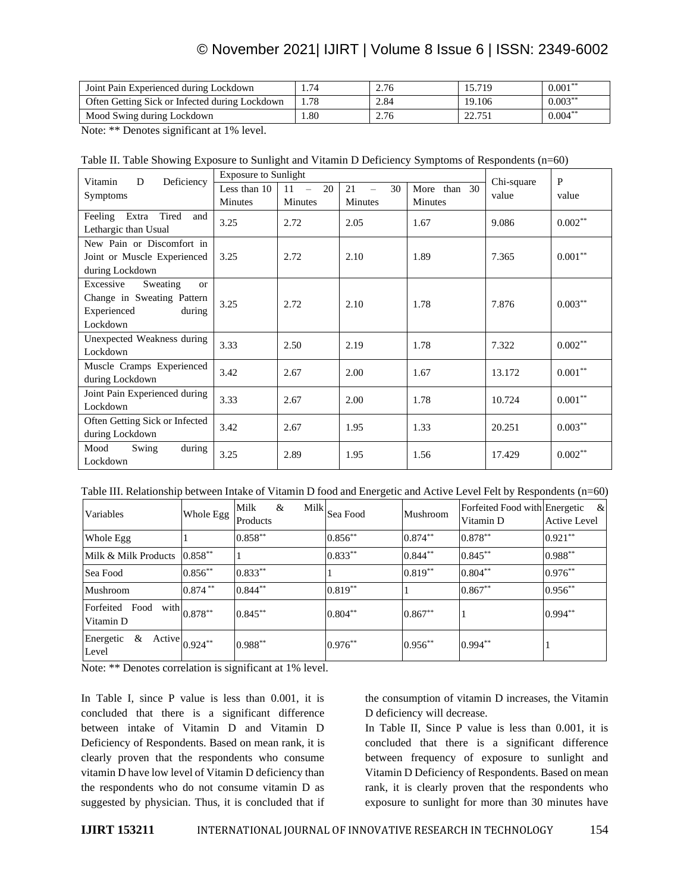| Joint Pain Experienced during Lockdown | 1.74 | 2.76 | 15.719 | 0.001** |
|---|---|---|---|---|
| Often Getting Sick or Infected during Lockdown | 1.78 | 2.84 | 19.106 | 0.003** |
| Mood Swing during Lockdown | 1.80 | 2.76 | 22.751 | 0.004** |

Note: ** Denotes significant at 1% level.

Table II. Table Showing Exposure to Sunlight and Vitamin D Deficiency Symptoms of Respondents (n=60)

| Vitamin D Deficiency Symptoms | Exposure to Sunlight | | | | Chi-square value | P value |
|---|---|---|---|---|---|---|
| | Less than 10 Minutes | 11 – 20 Minutes | 21 – 30 Minutes | More than 30 Minutes | | |
| Feeling Extra Tired and Lethargic than Usual | 3.25 | 2.72 | 2.05 | 1.67 | 9.086 | 0.002** |
| New Pain or Discomfort in Joint or Muscle Experienced during Lockdown | 3.25 | 2.72 | 2.10 | 1.89 | 7.365 | 0.001** |
| Excessive Sweating or Change in Sweating Pattern Experienced during Lockdown | 3.25 | 2.72 | 2.10 | 1.78 | 7.876 | 0.003** |
| Unexpected Weakness during Lockdown | 3.33 | 2.50 | 2.19 | 1.78 | 7.322 | 0.002** |
| Muscle Cramps Experienced during Lockdown | 3.42 | 2.67 | 2.00 | 1.67 | 13.172 | 0.001** |
| Joint Pain Experienced during Lockdown | 3.33 | 2.67 | 2.00 | 1.78 | 10.724 | 0.001** |
| Often Getting Sick or Infected during Lockdown | 3.42 | 2.67 | 1.95 | 1.33 | 20.251 | 0.003** |
| Mood Swing during Lockdown | 3.25 | 2.89 | 1.95 | 1.56 | 17.429 | 0.002** |

Table III. Relationship between Intake of Vitamin D food and Energetic and Active Level Felt by Respondents (n=60)

| Variables | Whole Egg | Milk & Milk Products | Sea Food | Mushroom | Forfeited Food with Vitamin D | Energetic & Active Level |
|---|---|---|---|---|---|---|
| Whole Egg | 1 | 0.858** | 0.856** | 0.874** | 0.878** | 0.921** |
| Milk & Milk Products | 0.858** | 1 | 0.833** | 0.844** | 0.845** | 0.988** |
| Sea Food | 0.856** | 0.833** | 1 | 0.819** | 0.804** | 0.976** |
| Mushroom | 0.874 ** | 0.844** | 0.819** | 1 | 0.867** | 0.956** |
| Forfeited Food with Vitamin D | 0.878** | 0.845** | 0.804** | 0.867** | 1 | 0.994** |
| Energetic & Active Level | 0.924** | 0.988** | 0.976** | 0.956** | 0.994** | 1 |

Note: ** Denotes correlation is significant at 1% level.

In Table I, since P value is less than 0.001, it is concluded that there is a significant difference between intake of Vitamin D and Vitamin D Deficiency of Respondents. Based on mean rank, it is clearly proven that the respondents who consume vitamin D have low level of Vitamin D deficiency than the respondents who do not consume vitamin D as suggested by physician. Thus, it is concluded that if the consumption of vitamin D increases, the Vitamin D deficiency will decrease.

In Table II, Since P value is less than 0.001, it is concluded that there is a significant difference between frequency of exposure to sunlight and Vitamin D Deficiency of Respondents. Based on mean rank, it is clearly proven that the respondents who exposure to sunlight for more than 30 minutes have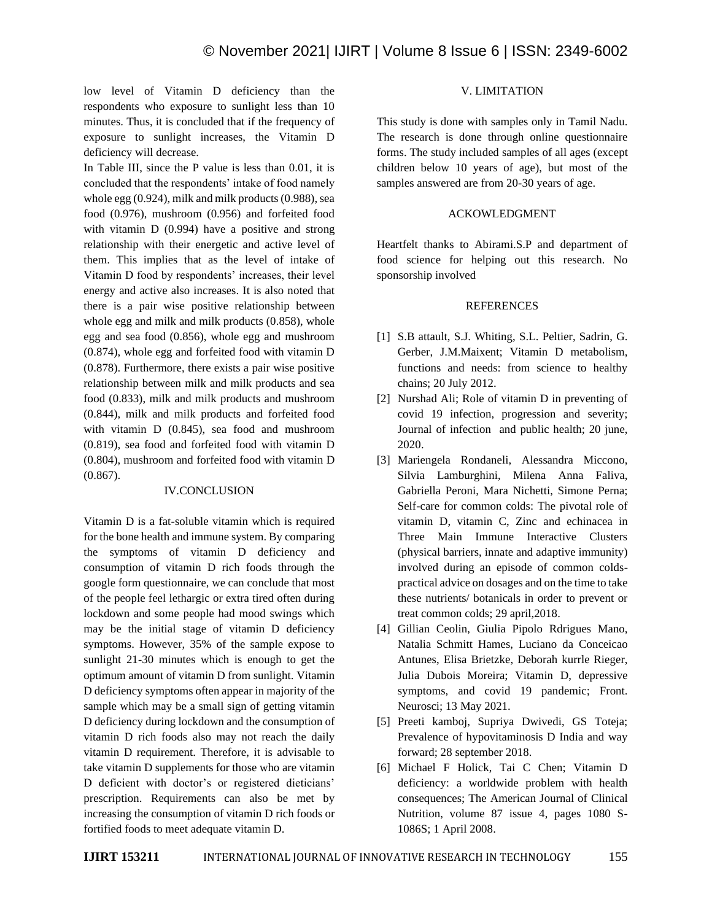low level of Vitamin D deficiency than the respondents who exposure to sunlight less than 10 minutes. Thus, it is concluded that if the frequency of exposure to sunlight increases, the Vitamin D deficiency will decrease.

In Table III, since the P value is less than 0.01, it is concluded that the respondents' intake of food namely whole egg (0.924), milk and milk products (0.988), sea food (0.976), mushroom (0.956) and forfeited food with vitamin D (0.994) have a positive and strong relationship with their energetic and active level of them. This implies that as the level of intake of Vitamin D food by respondents' increases, their level energy and active also increases. It is also noted that there is a pair wise positive relationship between whole egg and milk and milk products (0.858), whole egg and sea food (0.856), whole egg and mushroom (0.874), whole egg and forfeited food with vitamin D (0.878). Furthermore, there exists a pair wise positive relationship between milk and milk products and sea food (0.833), milk and milk products and mushroom (0.844), milk and milk products and forfeited food with vitamin D (0.845), sea food and mushroom (0.819), sea food and forfeited food with vitamin D (0.804), mushroom and forfeited food with vitamin D (0.867).

## IV.CONCLUSION

Vitamin D is a fat-soluble vitamin which is required for the bone health and immune system. By comparing the symptoms of vitamin D deficiency and consumption of vitamin D rich foods through the google form questionnaire, we can conclude that most of the people feel lethargic or extra tired often during lockdown and some people had mood swings which may be the initial stage of vitamin D deficiency symptoms. However, 35% of the sample expose to sunlight 21-30 minutes which is enough to get the optimum amount of vitamin D from sunlight. Vitamin D deficiency symptoms often appear in majority of the sample which may be a small sign of getting vitamin D deficiency during lockdown and the consumption of vitamin D rich foods also may not reach the daily vitamin D requirement. Therefore, it is advisable to take vitamin D supplements for those who are vitamin D deficient with doctor's or registered dieticians' prescription. Requirements can also be met by increasing the consumption of vitamin D rich foods or fortified foods to meet adequate vitamin D.

## V. LIMITATION

This study is done with samples only in Tamil Nadu. The research is done through online questionnaire forms. The study included samples of all ages (except children below 10 years of age), but most of the samples answered are from 20-30 years of age.

## ACKOWLEDGMENT

Heartfelt thanks to Abirami.S.P and department of food science for helping out this research. No sponsorship involved

## REFERENCES

[1] S.B attault, S.J. Whiting, S.L. Peltier, Sadrin, G. Gerber, J.M.Maixent; Vitamin D metabolism, functions and needs: from science to healthy chains; 20 July 2012.

[2] Nurshad Ali; Role of vitamin D in preventing of covid 19 infection, progression and severity; Journal of infection and public health; 20 june, 2020.

[3] Mariengela Rondaneli, Alessandra Miccono, Silvia Lamburghini, Milena Anna Faliva, Gabriella Peroni, Mara Nichetti, Simone Perna; Self-care for common colds: The pivotal role of vitamin D, vitamin C, Zinc and echinacea in Three Main Immune Interactive Clusters (physical barriers, innate and adaptive immunity) involved during an episode of common colds-practical advice on dosages and on the time to take these nutrients/ botanicals in order to prevent or treat common colds; 29 april,2018.

[4] Gillian Ceolin, Giulia Pipolo Rdrigues Mano, Natalia Schmitt Hames, Luciano da Conceicao Antunes, Elisa Brietzke, Deborah kurrle Rieger, Julia Dubois Moreira; Vitamin D, depressive symptoms, and covid 19 pandemic; Front. Neurosci; 13 May 2021.

[5] Preeti kamboj, Supriya Dwivedi, GS Toteja; Prevalence of hypovitaminosis D India and way forward; 28 september 2018.

[6] Michael F Holick, Tai C Chen; Vitamin D deficiency: a worldwide problem with health consequences; The American Journal of Clinical Nutrition, volume 87 issue 4, pages 1080 S-1086S; 1 April 2008.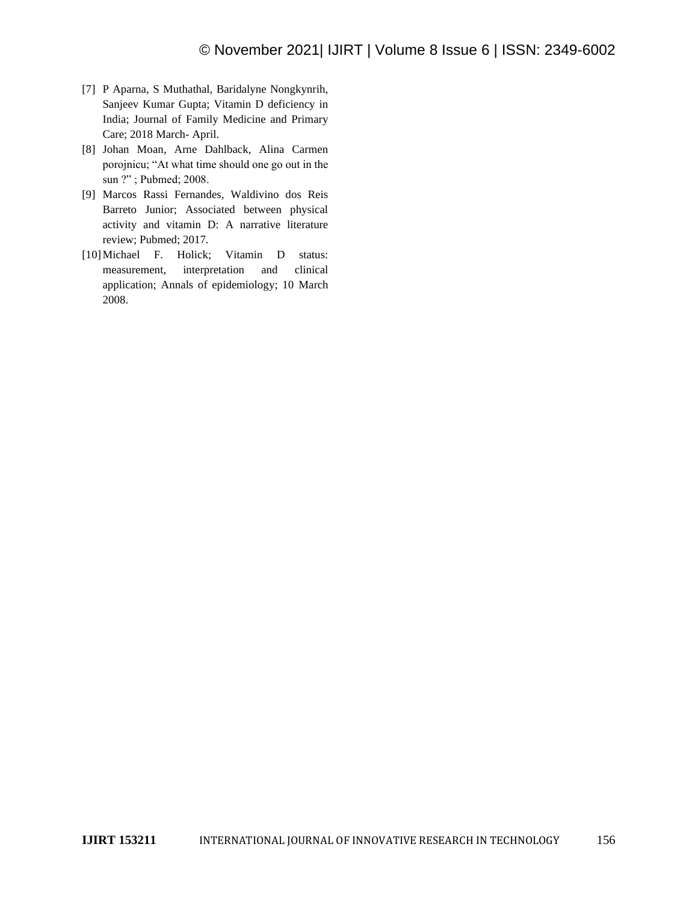[7] P Aparna, S Muthathal, Baridalyne Nongkynrih, Sanjeev Kumar Gupta; Vitamin D deficiency in India; Journal of Family Medicine and Primary Care; 2018 March- April.

[8] Johan Moan, Arne Dahlback, Alina Carmen porojnicu; "At what time should one go out in the sun ?" ; Pubmed; 2008.

[9] Marcos Rassi Fernandes, Waldivino dos Reis Barreto Junior; Associated between physical activity and vitamin D: A narrative literature review; Pubmed; 2017.

[10] Michael F. Holick; Vitamin D status: measurement, interpretation and clinical application; Annals of epidemiology; 10 March 2008.